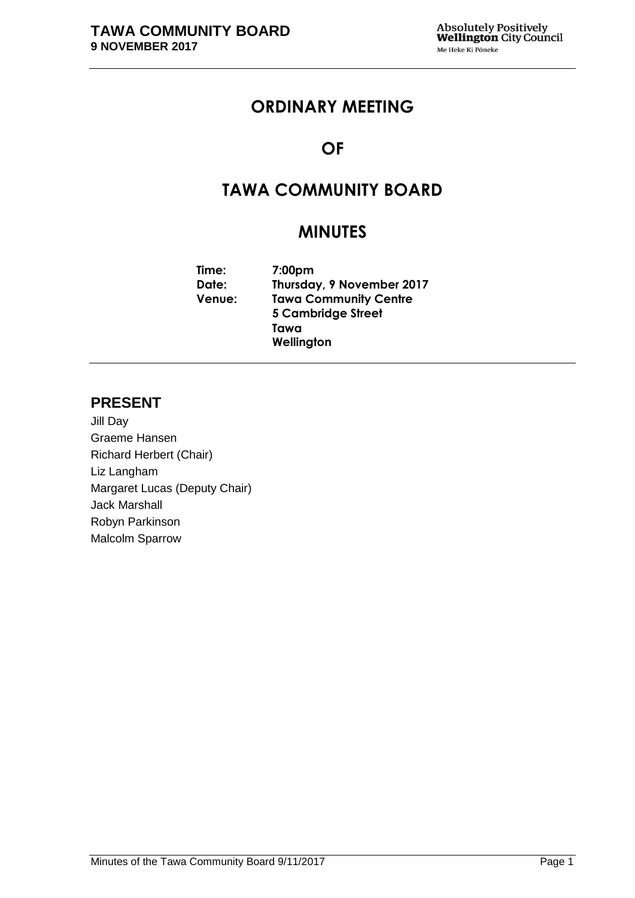# ORDINARY MEETING

# OF

# TAWA COMMUNITY BOARD

# MINUTES

|  |  |
|---|---|
| **Time:** | **7:00pm** |
| **Date:** | **Thursday, 9 November 2017** |
| **Venue:** | **Tawa Community Centre**<br>**5 Cambridge Street**<br>**Tawa**<br>**Wellington** |

## PRESENT

Jill Day
Graeme Hansen
Richard Herbert (Chair)
Liz Langham
Margaret Lucas (Deputy Chair)
Jack Marshall
Robyn Parkinson
Malcolm Sparrow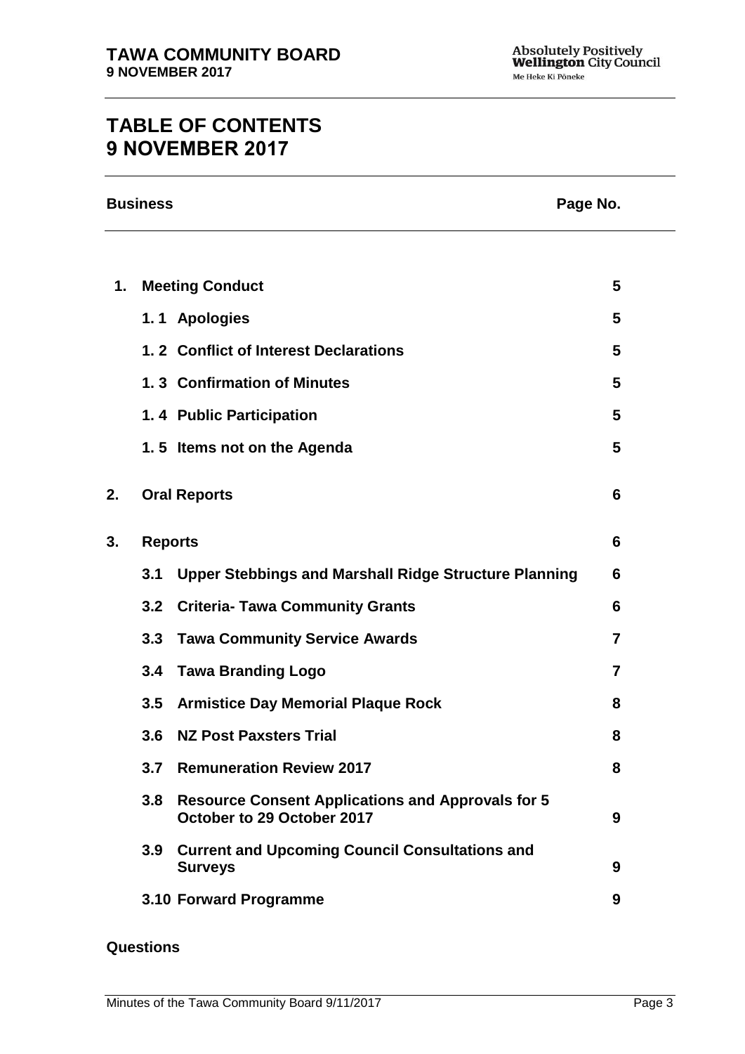# TABLE OF CONTENTS
# 9 NOVEMBER 2017

| Business | | Page No. |
|---|---|---|
| **1.** | **Meeting Conduct** | **5** |
| | **1. 1 Apologies** | **5** |
| | **1. 2 Conflict of Interest Declarations** | **5** |
| | **1. 3 Confirmation of Minutes** | **5** |
| | **1. 4 Public Participation** | **5** |
| | **1. 5 Items not on the Agenda** | **5** |
| **2.** | **Oral Reports** | **6** |
| **3.** | **Reports** | **6** |
| | **3.1 Upper Stebbings and Marshall Ridge Structure Planning** | **6** |
| | **3.2 Criteria- Tawa Community Grants** | **6** |
| | **3.3 Tawa Community Service Awards** | **7** |
| | **3.4 Tawa Branding Logo** | **7** |
| | **3.5 Armistice Day Memorial Plaque Rock** | **8** |
| | **3.6 NZ Post Paxsters Trial** | **8** |
| | **3.7 Remuneration Review 2017** | **8** |
| | **3.8 Resource Consent Applications and Approvals for 5 October to 29 October 2017** | **9** |
| | **3.9 Current and Upcoming Council Consultations and Surveys** | **9** |
| | **3.10 Forward Programme** | **9** |

**Questions**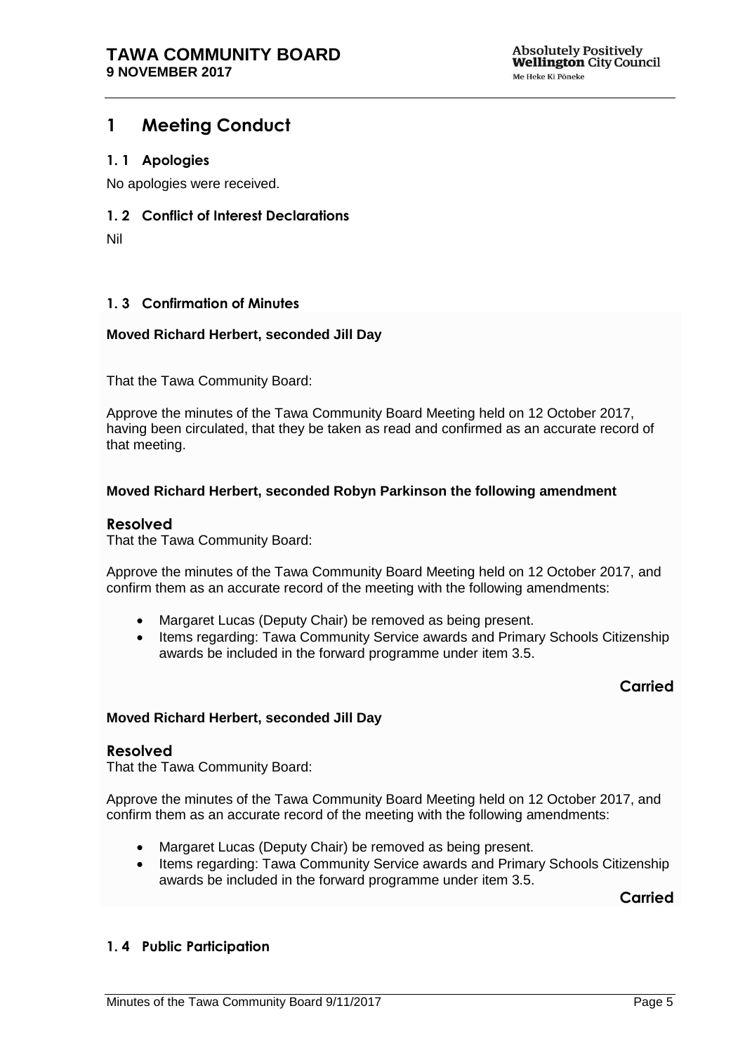# 1 Meeting Conduct

## 1. 1 Apologies

No apologies were received.

## 1. 2 Conflict of Interest Declarations

Nil

## 1. 3 Confirmation of Minutes

**Moved Richard Herbert, seconded Jill Day**

That the Tawa Community Board:

Approve the minutes of the Tawa Community Board Meeting held on 12 October 2017, having been circulated, that they be taken as read and confirmed as an accurate record of that meeting.

**Moved Richard Herbert, seconded Robyn Parkinson the following amendment**

### Resolved

That the Tawa Community Board:

Approve the minutes of the Tawa Community Board Meeting held on 12 October 2017, and confirm them as an accurate record of the meeting with the following amendments:

- Margaret Lucas (Deputy Chair) be removed as being present.
- Items regarding: Tawa Community Service awards and Primary Schools Citizenship awards be included in the forward programme under item 3.5.

**Carried**

**Moved Richard Herbert, seconded Jill Day**

### Resolved

That the Tawa Community Board:

Approve the minutes of the Tawa Community Board Meeting held on 12 October 2017, and confirm them as an accurate record of the meeting with the following amendments:

- Margaret Lucas (Deputy Chair) be removed as being present.
- Items regarding: Tawa Community Service awards and Primary Schools Citizenship awards be included in the forward programme under item 3.5.

**Carried**

## 1. 4 Public Participation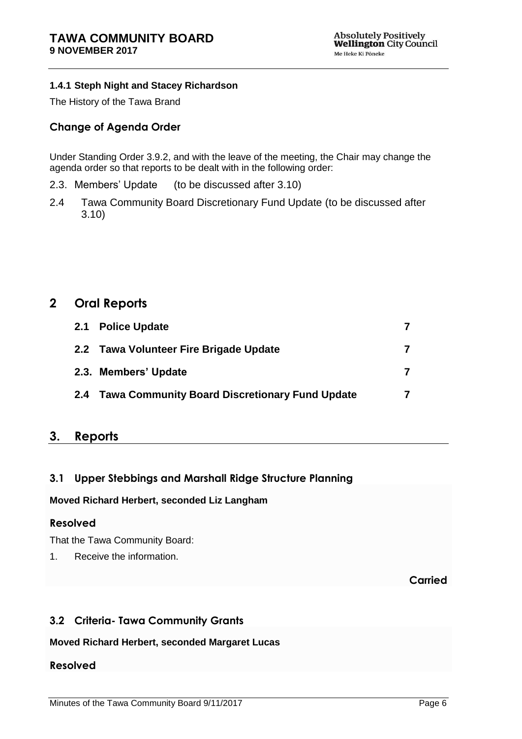**1.4.1 Steph Night and Stacey Richardson**

The History of the Tawa Brand

### Change of Agenda Order

Under Standing Order 3.9.2, and with the leave of the meeting, the Chair may change the agenda order so that reports to be dealt with in the following order:

- 2.3. Members' Update (to be discussed after 3.10)
- 2.4 Tawa Community Board Discretionary Fund Update (to be discussed after 3.10)

## 2 Oral Reports

| | | |
|---|---|---|
| **2.1** | **Police Update** | **7** |
| **2.2** | **Tawa Volunteer Fire Brigade Update** | **7** |
| **2.3.** | **Members' Update** | **7** |
| **2.4** | **Tawa Community Board Discretionary Fund Update** | **7** |

## 3. Reports

### 3.1 Upper Stebbings and Marshall Ridge Structure Planning

**Moved Richard Herbert, seconded Liz Langham**

**Resolved**

That the Tawa Community Board:

1. Receive the information.

**Carried**

### 3.2 Criteria- Tawa Community Grants

**Moved Richard Herbert, seconded Margaret Lucas**

**Resolved**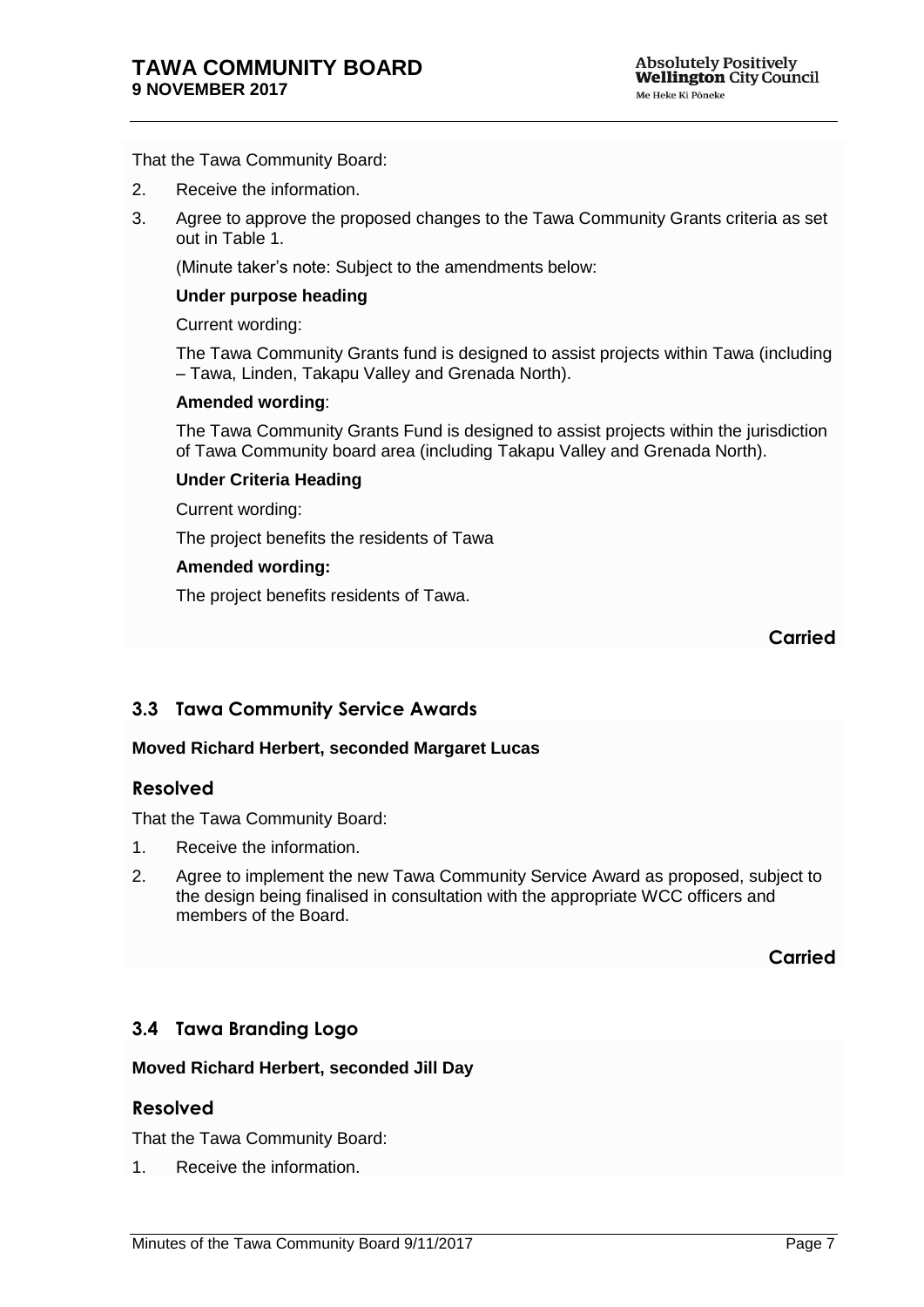That the Tawa Community Board:

2. Receive the information.
3. Agree to approve the proposed changes to the Tawa Community Grants criteria as set out in Table 1.

   (Minute taker's note: Subject to the amendments below:

   **Under purpose heading**

   Current wording:

   The Tawa Community Grants fund is designed to assist projects within Tawa (including – Tawa, Linden, Takapu Valley and Grenada North).

   **Amended wording**:

   The Tawa Community Grants Fund is designed to assist projects within the jurisdiction of Tawa Community board area (including Takapu Valley and Grenada North).

   **Under Criteria Heading**

   Current wording:

   The project benefits the residents of Tawa

   **Amended wording:**

   The project benefits residents of Tawa.

**Carried**

## 3.3 Tawa Community Service Awards

**Moved Richard Herbert, seconded Margaret Lucas**

### Resolved

That the Tawa Community Board:

1. Receive the information.
2. Agree to implement the new Tawa Community Service Award as proposed, subject to the design being finalised in consultation with the appropriate WCC officers and members of the Board.

**Carried**

## 3.4 Tawa Branding Logo

**Moved Richard Herbert, seconded Jill Day**

### Resolved

That the Tawa Community Board:

1. Receive the information.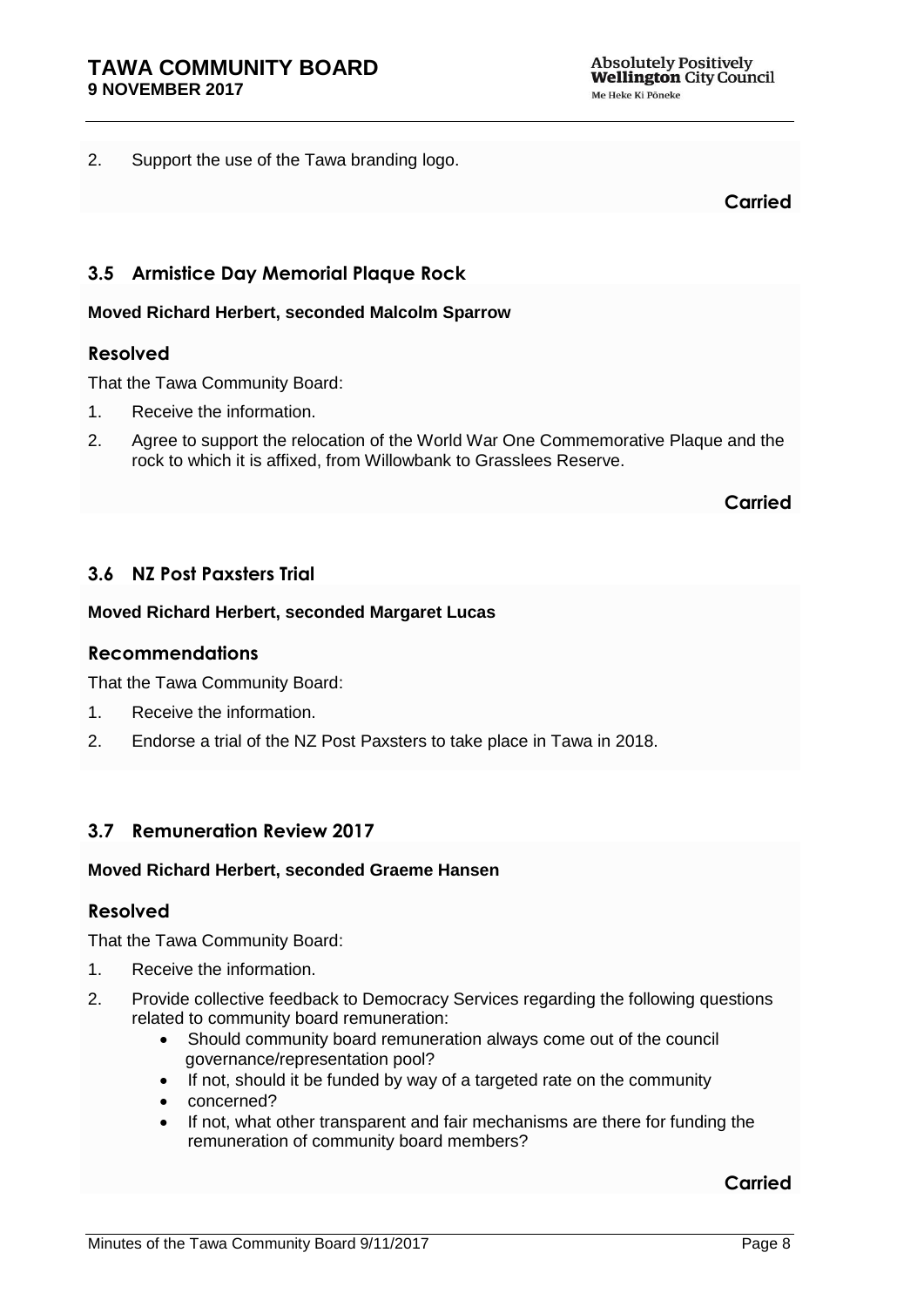2. Support the use of the Tawa branding logo.

**Carried**

### 3.5 Armistice Day Memorial Plaque Rock

**Moved Richard Herbert, seconded Malcolm Sparrow**

#### Resolved

That the Tawa Community Board:

1. Receive the information.
2. Agree to support the relocation of the World War One Commemorative Plaque and the rock to which it is affixed, from Willowbank to Grasslees Reserve.

**Carried**

### 3.6 NZ Post Paxsters Trial

**Moved Richard Herbert, seconded Margaret Lucas**

#### Recommendations

That the Tawa Community Board:

1. Receive the information.
2. Endorse a trial of the NZ Post Paxsters to take place in Tawa in 2018.

### 3.7 Remuneration Review 2017

**Moved Richard Herbert, seconded Graeme Hansen**

#### Resolved

That the Tawa Community Board:

1. Receive the information.
2. Provide collective feedback to Democracy Services regarding the following questions related to community board remuneration:
   - Should community board remuneration always come out of the council governance/representation pool?
   - If not, should it be funded by way of a targeted rate on the community
   - concerned?
   - If not, what other transparent and fair mechanisms are there for funding the remuneration of community board members?

**Carried**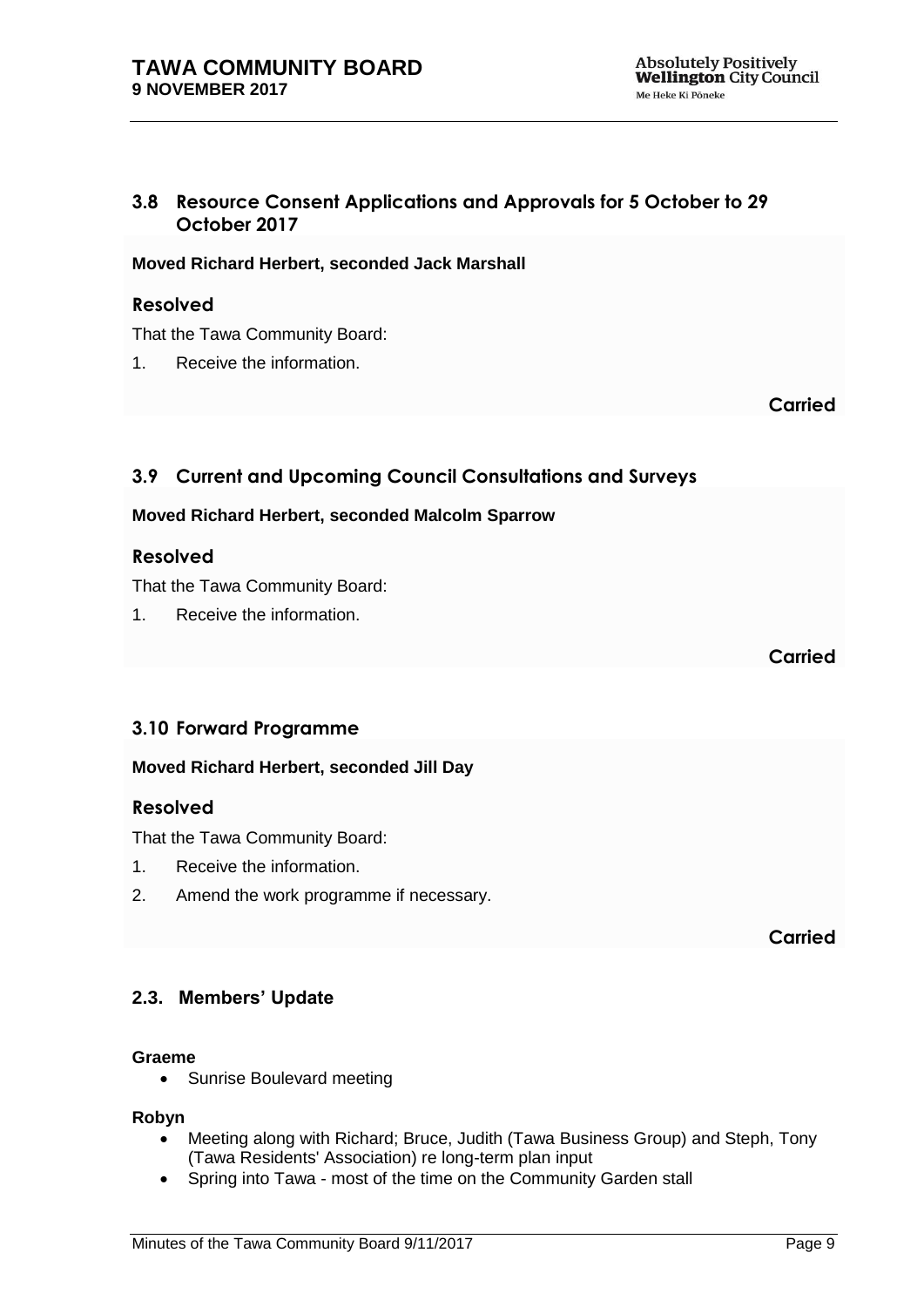## 3.8 Resource Consent Applications and Approvals for 5 October to 29 October 2017

**Moved Richard Herbert, seconded Jack Marshall**

### Resolved

That the Tawa Community Board:

1. Receive the information.

**Carried**

## 3.9 Current and Upcoming Council Consultations and Surveys

**Moved Richard Herbert, seconded Malcolm Sparrow**

### Resolved

That the Tawa Community Board:

1. Receive the information.

**Carried**

## 3.10 Forward Programme

**Moved Richard Herbert, seconded Jill Day**

### Resolved

That the Tawa Community Board:

1. Receive the information.
2. Amend the work programme if necessary.

**Carried**

## 2.3. Members' Update

**Graeme**

- Sunrise Boulevard meeting

**Robyn**

- Meeting along with Richard; Bruce, Judith (Tawa Business Group) and Steph, Tony (Tawa Residents' Association) re long-term plan input
- Spring into Tawa - most of the time on the Community Garden stall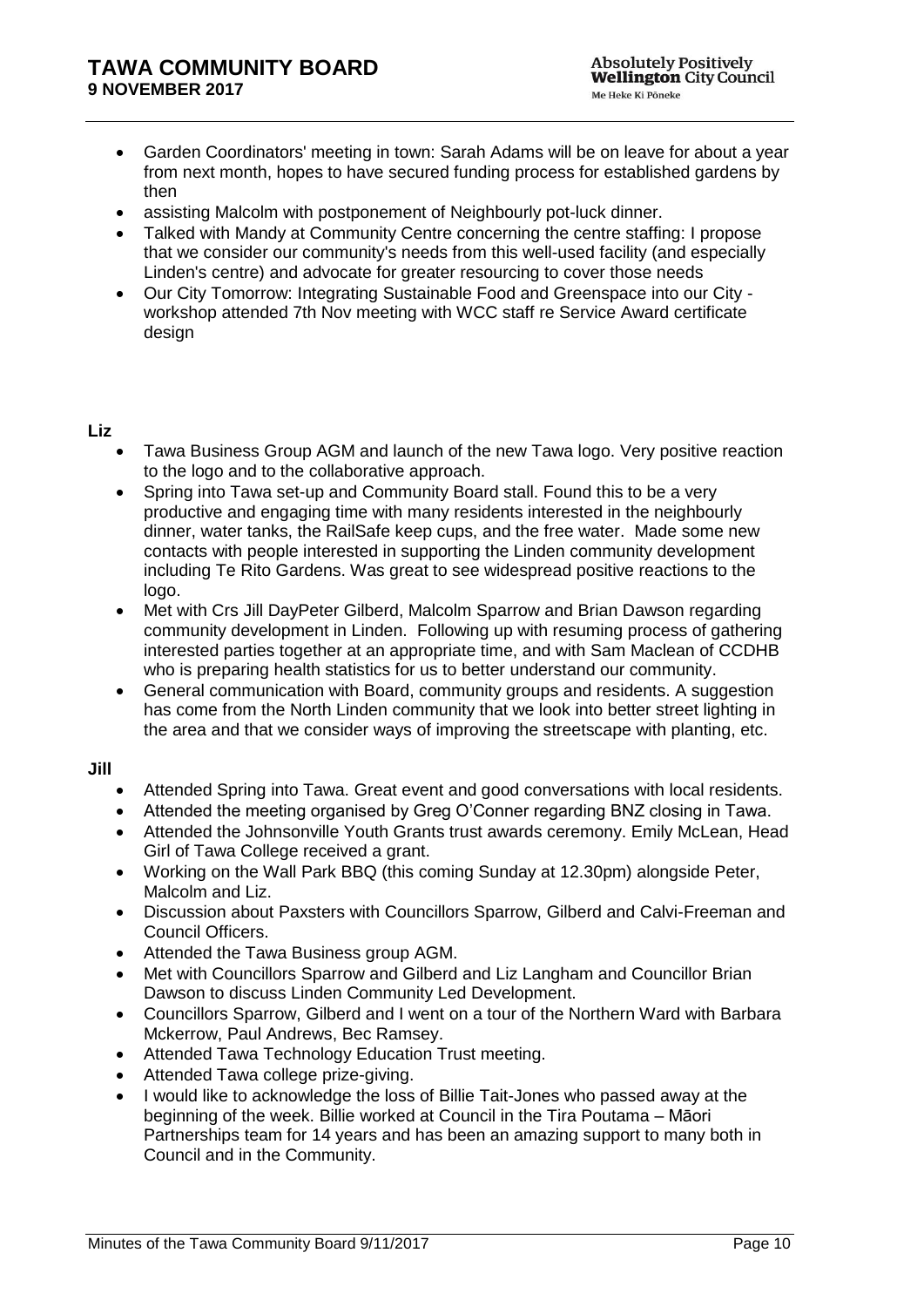- Garden Coordinators' meeting in town: Sarah Adams will be on leave for about a year from next month, hopes to have secured funding process for established gardens by then
- assisting Malcolm with postponement of Neighbourly pot-luck dinner.
- Talked with Mandy at Community Centre concerning the centre staffing: I propose that we consider our community's needs from this well-used facility (and especially Linden's centre) and advocate for greater resourcing to cover those needs
- Our City Tomorrow: Integrating Sustainable Food and Greenspace into our City - workshop attended 7th Nov meeting with WCC staff re Service Award certificate design

**Liz**

- Tawa Business Group AGM and launch of the new Tawa logo. Very positive reaction to the logo and to the collaborative approach.
- Spring into Tawa set-up and Community Board stall. Found this to be a very productive and engaging time with many residents interested in the neighbourly dinner, water tanks, the RailSafe keep cups, and the free water. Made some new contacts with people interested in supporting the Linden community development including Te Rito Gardens. Was great to see widespread positive reactions to the logo.
- Met with Crs Jill DayPeter Gilberd, Malcolm Sparrow and Brian Dawson regarding community development in Linden. Following up with resuming process of gathering interested parties together at an appropriate time, and with Sam Maclean of CCDHB who is preparing health statistics for us to better understand our community.
- General communication with Board, community groups and residents. A suggestion has come from the North Linden community that we look into better street lighting in the area and that we consider ways of improving the streetscape with planting, etc.

**Jill**

- Attended Spring into Tawa. Great event and good conversations with local residents.
- Attended the meeting organised by Greg O'Conner regarding BNZ closing in Tawa.
- Attended the Johnsonville Youth Grants trust awards ceremony. Emily McLean, Head Girl of Tawa College received a grant.
- Working on the Wall Park BBQ (this coming Sunday at 12.30pm) alongside Peter, Malcolm and Liz.
- Discussion about Paxsters with Councillors Sparrow, Gilberd and Calvi-Freeman and Council Officers.
- Attended the Tawa Business group AGM.
- Met with Councillors Sparrow and Gilberd and Liz Langham and Councillor Brian Dawson to discuss Linden Community Led Development.
- Councillors Sparrow, Gilberd and I went on a tour of the Northern Ward with Barbara Mckerrow, Paul Andrews, Bec Ramsey.
- Attended Tawa Technology Education Trust meeting.
- Attended Tawa college prize-giving.
- I would like to acknowledge the loss of Billie Tait-Jones who passed away at the beginning of the week. Billie worked at Council in the Tira Poutama – Māori Partnerships team for 14 years and has been an amazing support to many both in Council and in the Community.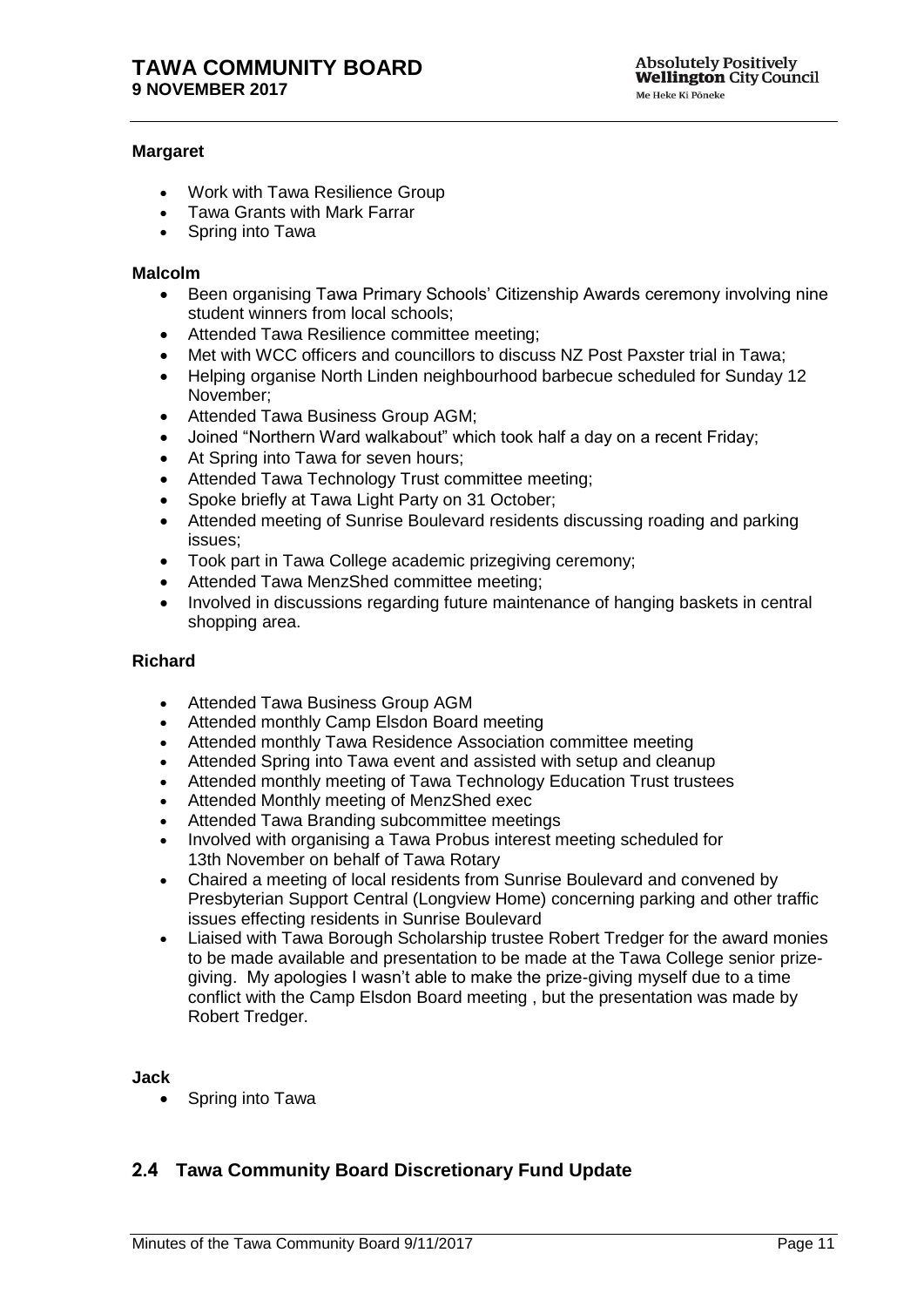**Margaret**

- Work with Tawa Resilience Group
- Tawa Grants with Mark Farrar
- Spring into Tawa

**Malcolm**

- Been organising Tawa Primary Schools' Citizenship Awards ceremony involving nine student winners from local schools;
- Attended Tawa Resilience committee meeting;
- Met with WCC officers and councillors to discuss NZ Post Paxster trial in Tawa;
- Helping organise North Linden neighbourhood barbecue scheduled for Sunday 12 November;
- Attended Tawa Business Group AGM;
- Joined "Northern Ward walkabout" which took half a day on a recent Friday;
- At Spring into Tawa for seven hours;
- Attended Tawa Technology Trust committee meeting;
- Spoke briefly at Tawa Light Party on 31 October;
- Attended meeting of Sunrise Boulevard residents discussing roading and parking issues;
- Took part in Tawa College academic prizegiving ceremony;
- Attended Tawa MenzShed committee meeting;
- Involved in discussions regarding future maintenance of hanging baskets in central shopping area.

**Richard**

- Attended Tawa Business Group AGM
- Attended monthly Camp Elsdon Board meeting
- Attended monthly Tawa Residence Association committee meeting
- Attended Spring into Tawa event and assisted with setup and cleanup
- Attended monthly meeting of Tawa Technology Education Trust trustees
- Attended Monthly meeting of MenzShed exec
- Attended Tawa Branding subcommittee meetings
- Involved with organising a Tawa Probus interest meeting scheduled for 13th November on behalf of Tawa Rotary
- Chaired a meeting of local residents from Sunrise Boulevard and convened by Presbyterian Support Central (Longview Home) concerning parking and other traffic issues effecting residents in Sunrise Boulevard
- Liaised with Tawa Borough Scholarship trustee Robert Tredger for the award monies to be made available and presentation to be made at the Tawa College senior prize-giving. My apologies I wasn't able to make the prize-giving myself due to a time conflict with the Camp Elsdon Board meeting , but the presentation was made by Robert Tredger.

**Jack**

- Spring into Tawa

## 2.4 Tawa Community Board Discretionary Fund Update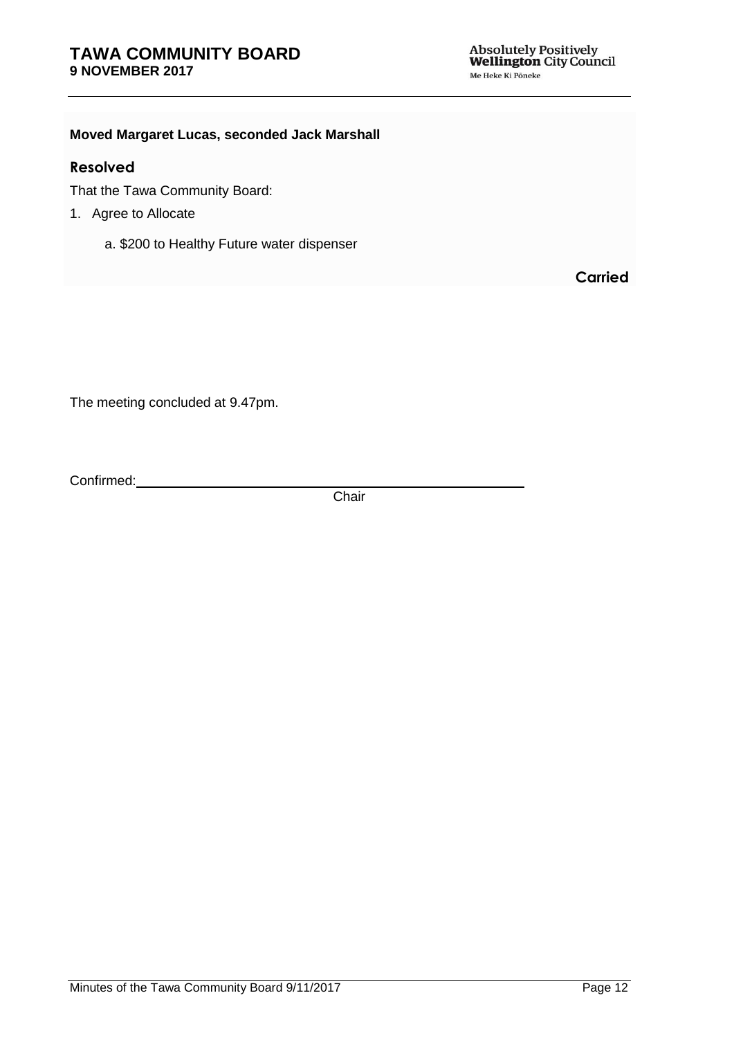**Moved Margaret Lucas, seconded Jack Marshall**

### Resolved

That the Tawa Community Board:

1. Agree to Allocate

   a. $200 to Healthy Future water dispenser

**Carried**

The meeting concluded at 9.47pm.

Confirmed: ______________________________

Chair